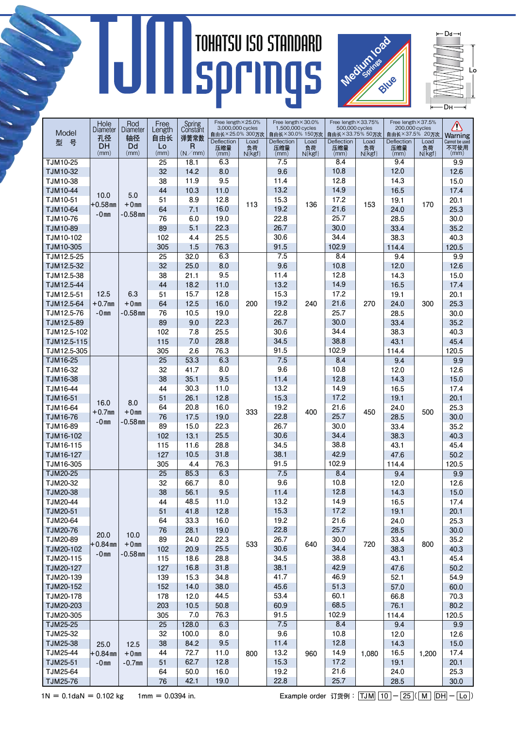# TJM TOHATSU ISO STANDARD springs

Medium load Springs Blue

Dd, Lo, DH

| Model 型 号 | Hole Diameter 孔径 DH (mm) | Rod Diameter 轴径 Dd (mm) | Free Length 自由长 Lo (mm) | Spring Constant 弹簧常数 R (N/mm) | Free length×25.0% 3,000,000 cycles 自由长×25.0% 300万次 Deflection 压缩量 (mm) | Load 负荷 N{kgf} | Free length×30.0% 1,500,000 cycles 自由长×30.0% 150万次 Deflection 压缩量 (mm) | Load 负荷 N{kgf} | Free length×33.75% 500,000 cycles 自由长×33.75% 50万次 Deflection 压缩量 (mm) | Load 负荷 N{kgf} | Free length×37.5% 200,000 cycles 自由长×37.5% 20万次 Deflection 压缩量 (mm) | Load 负荷 N{kgf} | Warning Cannot be used 不可使用 (mm) |
|---|---|---|---|---|---|---|---|---|---|---|---|---|---|
| TJM10-25 | 10.0 +0.58mm -0mm | 5.0 +0mm -0.58mm | 25 | 18.1 | 6.3 | 113 | 7.5 | 136 | 8.4 | 153 | 9.4 | 170 | 9.9 |
| TJM10-32 | | | 32 | 14.2 | 8.0 | | 9.6 | | 10.8 | | 12.0 | | 12.6 |
| TJM10-38 | | | 38 | 11.9 | 9.5 | | 11.4 | | 12.8 | | 14.3 | | 15.0 |
| TJM10-44 | | | 44 | 10.3 | 11.0 | | 13.2 | | 14.9 | | 16.5 | | 17.4 |
| TJM10-51 | | | 51 | 8.9 | 12.8 | | 15.3 | | 17.2 | | 19.1 | | 20.1 |
| TJM10-64 | | | 64 | 7.1 | 16.0 | | 19.2 | | 21.6 | | 24.0 | | 25.3 |
| TJM10-76 | | | 76 | 6.0 | 19.0 | | 22.8 | | 25.7 | | 28.5 | | 30.0 |
| TJM10-89 | | | 89 | 5.1 | 22.3 | | 26.7 | | 30.0 | | 33.4 | | 35.2 |
| TJM10-102 | | | 102 | 4.4 | 25.5 | | 30.6 | | 34.4 | | 38.3 | | 40.3 |
| TJM10-305 | | | 305 | 1.5 | 76.3 | | 91.5 | | 102.9 | | 114.4 | | 120.5 |
| TJM12.5-25 | 12.5 +0.7mm -0mm | 6.3 +0mm -0.58mm | 25 | 32.0 | 6.3 | 200 | 7.5 | 240 | 8.4 | 270 | 9.4 | 300 | 9.9 |
| TJM12.5-32 | | | 32 | 25.0 | 8.0 | | 9.6 | | 10.8 | | 12.0 | | 12.6 |
| TJM12.5-38 | | | 38 | 21.1 | 9.5 | | 11.4 | | 12.8 | | 14.3 | | 15.0 |
| TJM12.5-44 | | | 44 | 18.2 | 11.0 | | 13.2 | | 14.9 | | 16.5 | | 17.4 |
| TJM12.5-51 | | | 51 | 15.7 | 12.8 | | 15.3 | | 17.2 | | 19.1 | | 20.1 |
| TJM12.5-64 | | | 64 | 12.5 | 16.0 | | 19.2 | | 21.6 | | 24.0 | | 25.3 |
| TJM12.5-76 | | | 76 | 10.5 | 19.0 | | 22.8 | | 25.7 | | 28.5 | | 30.0 |
| TJM12.5-89 | | | 89 | 9.0 | 22.3 | | 26.7 | | 30.0 | | 33.4 | | 35.2 |
| TJM12.5-102 | | | 102 | 7.8 | 25.5 | | 30.6 | | 34.4 | | 38.3 | | 40.3 |
| TJM12.5-115 | | | 115 | 7.0 | 28.8 | | 34.5 | | 38.8 | | 43.1 | | 45.4 |
| TJM12.5-305 | | | 305 | 2.6 | 76.3 | | 91.5 | | 102.9 | | 114.4 | | 120.5 |
| TJM16-25 | 16.0 +0.7mm -0mm | 8.0 +0mm -0.58mm | 25 | 53.3 | 6.3 | 333 | 7.5 | 400 | 8.4 | 450 | 9.4 | 500 | 9.9 |
| TJM16-32 | | | 32 | 41.7 | 8.0 | | 9.6 | | 10.8 | | 12.0 | | 12.6 |
| TJM16-38 | | | 38 | 35.1 | 9.5 | | 11.4 | | 12.8 | | 14.3 | | 15.0 |
| TJM16-44 | | | 44 | 30.3 | 11.0 | | 13.2 | | 14.9 | | 16.5 | | 17.4 |
| TJM16-51 | | | 51 | 26.1 | 12.8 | | 15.3 | | 17.2 | | 19.1 | | 20.1 |
| TJM16-64 | | | 64 | 20.8 | 16.0 | | 19.2 | | 21.6 | | 24.0 | | 25.3 |
| TJM16-76 | | | 76 | 17.5 | 19.0 | | 22.8 | | 25.7 | | 28.5 | | 30.0 |
| TJM16-89 | | | 89 | 15.0 | 22.3 | | 26.7 | | 30.0 | | 33.4 | | 35.2 |
| TJM16-102 | | | 102 | 13.1 | 25.5 | | 30.6 | | 34.4 | | 38.3 | | 40.3 |
| TJM16-115 | | | 115 | 11.6 | 28.8 | | 34.5 | | 38.8 | | 43.1 | | 45.4 |
| TJM16-127 | | | 127 | 10.5 | 31.8 | | 38.1 | | 42.9 | | 47.6 | | 50.2 |
| TJM16-305 | | | 305 | 4.4 | 76.3 | | 91.5 | | 102.9 | | 114.4 | | 120.5 |
| TJM20-25 | 20.0 +0.84mm -0mm | 10.0 +0mm -0.58mm | 25 | 85.3 | 6.3 | 533 | 7.5 | 640 | 8.4 | 720 | 9.4 | 800 | 9.9 |
| TJM20-32 | | | 32 | 66.7 | 8.0 | | 9.6 | | 10.8 | | 12.0 | | 12.6 |
| TJM20-38 | | | 38 | 56.1 | 9.5 | | 11.4 | | 12.8 | | 14.3 | | 15.0 |
| TJM20-44 | | | 44 | 48.5 | 11.0 | | 13.2 | | 14.9 | | 16.5 | | 17.4 |
| TJM20-51 | | | 51 | 41.8 | 12.8 | | 15.3 | | 17.2 | | 19.1 | | 20.1 |
| TJM20-64 | | | 64 | 33.3 | 16.0 | | 19.2 | | 21.6 | | 24.0 | | 25.3 |
| TJM20-76 | | | 76 | 28.1 | 19.0 | | 22.8 | | 25.7 | | 28.5 | | 30.0 |
| TJM20-89 | | | 89 | 24.0 | 22.3 | | 26.7 | | 30.0 | | 33.4 | | 35.2 |
| TJM20-102 | | | 102 | 20.9 | 25.5 | | 30.6 | | 34.4 | | 38.3 | | 40.3 |
| TJM20-115 | | | 115 | 18.6 | 28.8 | | 34.5 | | 38.8 | | 43.1 | | 45.4 |
| TJM20-127 | | | 127 | 16.8 | 31.8 | | 38.1 | | 42.9 | | 47.6 | | 50.2 |
| TJM20-139 | | | 139 | 15.3 | 34.8 | | 41.7 | | 46.9 | | 52.1 | | 54.9 |
| TJM20-152 | | | 152 | 14.0 | 38.0 | | 45.6 | | 51.3 | | 57.0 | | 60.0 |
| TJM20-178 | | | 178 | 12.0 | 44.5 | | 53.4 | | 60.1 | | 66.8 | | 70.3 |
| TJM20-203 | | | 203 | 10.5 | 50.8 | | 60.9 | | 68.5 | | 76.1 | | 80.2 |
| TJM20-305 | | | 305 | 7.0 | 76.3 | | 91.5 | | 102.9 | | 114.4 | | 120.5 |
| TJM25-25 | 25.0 +0.84mm -0mm | 12.5 +0mm -0.7mm | 25 | 128.0 | 6.3 | 800 | 7.5 | 960 | 8.4 | 1,080 | 9.4 | 1,200 | 9.9 |
| TJM25-32 | | | 32 | 100.0 | 8.0 | | 9.6 | | 10.8 | | 12.0 | | 12.6 |
| TJM25-38 | | | 38 | 84.2 | 9.5 | | 11.4 | | 12.8 | | 14.3 | | 15.0 |
| TJM25-44 | | | 44 | 72.7 | 11.0 | | 13.2 | | 14.9 | | 16.5 | | 17.4 |
| TJM25-51 | | | 51 | 62.7 | 12.8 | | 15.3 | | 17.2 | | 19.1 | | 20.1 |
| TJM25-64 | | | 64 | 50.0 | 16.0 | | 19.2 | | 21.6 | | 24.0 | | 25.3 |
| TJM25-76 | | | 76 | 42.1 | 19.0 | | 22.8 | | 25.7 | | 28.5 | | 30.0 |

1N = 0.1daN = 0.102 kg　　1mm = 0.0394 in.

Example order 订货例：TJM 10 − 25 ( M DH − Lo )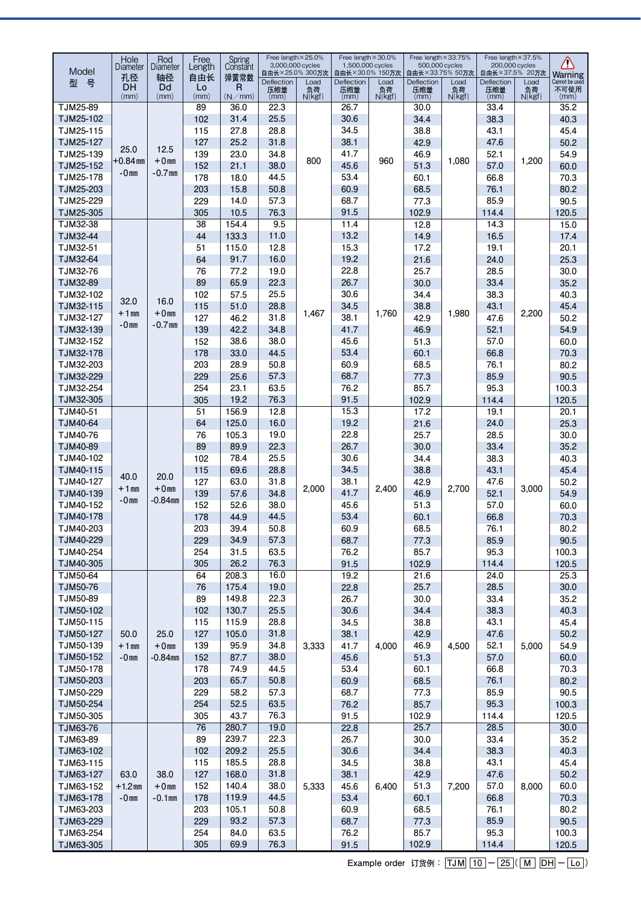| Model 型 号 | Hole Diameter 孔径 DH (mm) | Rod Diameter 轴径 Dd (mm) | Free Length 自由长 Lo (mm) | Spring Constant 弹簧常数 R (N/mm) | Free length×25.0% 3,000,000 cycles 自由长×25.0% 300万次 | | Free length×30.0% 1,500,000 cycles 自由长×30.0% 150万次 | | Free length×33.75% 500,000 cycles 自由长×33.75% 50万次 | | Free length×37.5% 200,000 cycles 自由长×37.5% 20万次 | | Warning Cannot be used 不可使用 (mm) |
|---|---|---|---|---|---|---|---|---|---|---|---|---|---|
| | | | | | Deflection 压缩量 (mm) | Load 负荷 N{kgf} | Deflection 压缩量 (mm) | Load 负荷 N{kgf} | Deflection 压缩量 (mm) | Load 负荷 N{kgf} | Deflection 压缩量 (mm) | Load 负荷 N{kgf} | |
| TJM25-89 | 25.0 +0.84mm -0mm | 12.5 +0mm -0.7mm | 89 | 36.0 | 22.3 | 800 | 26.7 | 960 | 30.0 | 1,080 | 33.4 | 1,200 | 35.2 |
| TJM25-102 | | | 102 | 31.4 | 25.5 | | 30.6 | | 34.4 | | 38.3 | | 40.3 |
| TJM25-115 | | | 115 | 27.8 | 28.8 | | 34.5 | | 38.8 | | 43.1 | | 45.4 |
| TJM25-127 | | | 127 | 25.2 | 31.8 | | 38.1 | | 42.9 | | 47.6 | | 50.2 |
| TJM25-139 | | | 139 | 23.0 | 34.8 | | 41.7 | | 46.9 | | 52.1 | | 54.9 |
| TJM25-152 | | | 152 | 21.1 | 38.0 | | 45.6 | | 51.3 | | 57.0 | | 60.0 |
| TJM25-178 | | | 178 | 18.0 | 44.5 | | 53.4 | | 60.1 | | 66.8 | | 70.3 |
| TJM25-203 | | | 203 | 15.8 | 50.8 | | 60.9 | | 68.5 | | 76.1 | | 80.2 |
| TJM25-229 | | | 229 | 14.0 | 57.3 | | 68.7 | | 77.3 | | 85.9 | | 90.5 |
| TJM25-305 | | | 305 | 10.5 | 76.3 | | 91.5 | | 102.9 | | 114.4 | | 120.5 |
| TJM32-38 | 32.0 +1mm -0mm | 16.0 +0mm -0.7mm | 38 | 154.4 | 9.5 | 1,467 | 11.4 | 1,760 | 12.8 | 1,980 | 14.3 | 2,200 | 15.0 |
| TJM32-44 | | | 44 | 133.3 | 11.0 | | 13.2 | | 14.9 | | 16.5 | | 17.4 |
| TJM32-51 | | | 51 | 115.0 | 12.8 | | 15.3 | | 17.2 | | 19.1 | | 20.1 |
| TJM32-64 | | | 64 | 91.7 | 16.0 | | 19.2 | | 21.6 | | 24.0 | | 25.3 |
| TJM32-76 | | | 76 | 77.2 | 19.0 | | 22.8 | | 25.7 | | 28.5 | | 30.0 |
| TJM32-89 | | | 89 | 65.9 | 22.3 | | 26.7 | | 30.0 | | 33.4 | | 35.2 |
| TJM32-102 | | | 102 | 57.5 | 25.5 | | 30.6 | | 34.4 | | 38.3 | | 40.3 |
| TJM32-115 | | | 115 | 51.0 | 28.8 | | 34.5 | | 38.8 | | 43.1 | | 45.4 |
| TJM32-127 | | | 127 | 46.2 | 31.8 | | 38.1 | | 42.9 | | 47.6 | | 50.2 |
| TJM32-139 | | | 139 | 42.2 | 34.8 | | 41.7 | | 46.9 | | 52.1 | | 54.9 |
| TJM32-152 | | | 152 | 38.6 | 38.0 | | 45.6 | | 51.3 | | 57.0 | | 60.0 |
| TJM32-178 | | | 178 | 33.0 | 44.5 | | 53.4 | | 60.1 | | 66.8 | | 70.3 |
| TJM32-203 | | | 203 | 28.9 | 50.8 | | 60.9 | | 68.5 | | 76.1 | | 80.2 |
| TJM32-229 | | | 229 | 25.6 | 57.3 | | 68.7 | | 77.3 | | 85.9 | | 90.5 |
| TJM32-254 | | | 254 | 23.1 | 63.5 | | 76.2 | | 85.7 | | 95.3 | | 100.3 |
| TJM32-305 | | | 305 | 19.2 | 76.3 | | 91.5 | | 102.9 | | 114.4 | | 120.5 |
| TJM40-51 | 40.0 +1mm -0mm | 20.0 +0mm -0.84mm | 51 | 156.9 | 12.8 | 2,000 | 15.3 | 2,400 | 17.2 | 2,700 | 19.1 | 3,000 | 20.1 |
| TJM40-64 | | | 64 | 125.0 | 16.0 | | 19.2 | | 21.6 | | 24.0 | | 25.3 |
| TJM40-76 | | | 76 | 105.3 | 19.0 | | 22.8 | | 25.7 | | 28.5 | | 30.0 |
| TJM40-89 | | | 89 | 89.9 | 22.3 | | 26.7 | | 30.0 | | 33.4 | | 35.2 |
| TJM40-102 | | | 102 | 78.4 | 25.5 | | 30.6 | | 34.4 | | 38.3 | | 40.3 |
| TJM40-115 | | | 115 | 69.6 | 28.8 | | 34.5 | | 38.8 | | 43.1 | | 45.4 |
| TJM40-127 | | | 127 | 63.0 | 31.8 | | 38.1 | | 42.9 | | 47.6 | | 50.2 |
| TJM40-139 | | | 139 | 57.6 | 34.8 | | 41.7 | | 46.9 | | 52.1 | | 54.9 |
| TJM40-152 | | | 152 | 52.6 | 38.0 | | 45.6 | | 51.3 | | 57.0 | | 60.0 |
| TJM40-178 | | | 178 | 44.9 | 44.5 | | 53.4 | | 60.1 | | 66.8 | | 70.3 |
| TJM40-203 | | | 203 | 39.4 | 50.8 | | 60.9 | | 68.5 | | 76.1 | | 80.2 |
| TJM40-229 | | | 229 | 34.9 | 57.3 | | 68.7 | | 77.3 | | 85.9 | | 90.5 |
| TJM40-254 | | | 254 | 31.5 | 63.5 | | 76.2 | | 85.7 | | 95.3 | | 100.3 |
| TJM40-305 | | | 305 | 26.2 | 76.3 | | 91.5 | | 102.9 | | 114.4 | | 120.5 |
| TJM50-64 | 50.0 +1mm -0mm | 25.0 +0mm -0.84mm | 64 | 208.3 | 16.0 | 3,333 | 19.2 | 4,000 | 21.6 | 4,500 | 24.0 | 5,000 | 25.3 |
| TJM50-76 | | | 76 | 175.4 | 19.0 | | 22.8 | | 25.7 | | 28.5 | | 30.0 |
| TJM50-89 | | | 89 | 149.8 | 22.3 | | 26.7 | | 30.0 | | 33.4 | | 35.2 |
| TJM50-102 | | | 102 | 130.7 | 25.5 | | 30.6 | | 34.4 | | 38.3 | | 40.3 |
| TJM50-115 | | | 115 | 115.9 | 28.8 | | 34.5 | | 38.8 | | 43.1 | | 45.4 |
| TJM50-127 | | | 127 | 105.0 | 31.8 | | 38.1 | | 42.9 | | 47.6 | | 50.2 |
| TJM50-139 | | | 139 | 95.9 | 34.8 | | 41.7 | | 46.9 | | 52.1 | | 54.9 |
| TJM50-152 | | | 152 | 87.7 | 38.0 | | 45.6 | | 51.3 | | 57.0 | | 60.0 |
| TJM50-178 | | | 178 | 74.9 | 44.5 | | 53.4 | | 60.1 | | 66.8 | | 70.3 |
| TJM50-203 | | | 203 | 65.7 | 50.8 | | 60.9 | | 68.5 | | 76.1 | | 80.2 |
| TJM50-229 | | | 229 | 58.2 | 57.3 | | 68.7 | | 77.3 | | 85.9 | | 90.5 |
| TJM50-254 | | | 254 | 52.5 | 63.5 | | 76.2 | | 85.7 | | 95.3 | | 100.3 |
| TJM50-305 | | | 305 | 43.7 | 76.3 | | 91.5 | | 102.9 | | 114.4 | | 120.5 |
| TJM63-76 | 63.0 +1.2mm -0mm | 38.0 +0mm -0.1mm | 76 | 280.7 | 19.0 | 5,333 | 22.8 | 6,400 | 25.7 | 7,200 | 28.5 | 8,000 | 30.0 |
| TJM63-89 | | | 89 | 239.7 | 22.3 | | 26.7 | | 30.0 | | 33.4 | | 35.2 |
| TJM63-102 | | | 102 | 209.2 | 25.5 | | 30.6 | | 34.4 | | 38.3 | | 40.3 |
| TJM63-115 | | | 115 | 185.5 | 28.8 | | 34.5 | | 38.8 | | 43.1 | | 45.4 |
| TJM63-127 | | | 127 | 168.0 | 31.8 | | 38.1 | | 42.9 | | 47.6 | | 50.2 |
| TJM63-152 | | | 152 | 140.4 | 38.0 | | 45.6 | | 51.3 | | 57.0 | | 60.0 |
| TJM63-178 | | | 178 | 119.9 | 44.5 | | 53.4 | | 60.1 | | 66.8 | | 70.3 |
| TJM63-203 | | | 203 | 105.1 | 50.8 | | 60.9 | | 68.5 | | 76.1 | | 80.2 |
| TJM63-229 | | | 229 | 93.2 | 57.3 | | 68.7 | | 77.3 | | 85.9 | | 90.5 |
| TJM63-254 | | | 254 | 84.0 | 63.5 | | 76.2 | | 85.7 | | 95.3 | | 100.3 |
| TJM63-305 | | | 305 | 69.9 | 76.3 | | 91.5 | | 102.9 | | 114.4 | | 120.5 |

Example order 订货例： TJM 10 – 25 ( M DH – Lo )